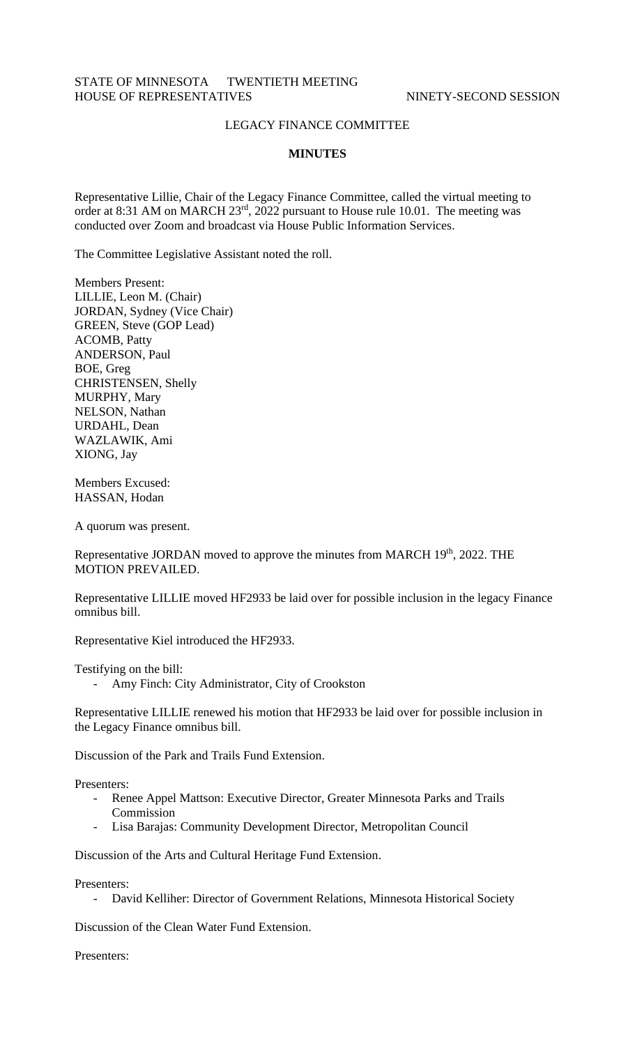STATE OF MINNESOTA TWENTIETH MEETING
HOUSE OF REPRESENTATIVES NINETY-SECOND SESSION

LEGACY FINANCE COMMITTEE

**MINUTES**

Representative Lillie, Chair of the Legacy Finance Committee, called the virtual meeting to order at 8:31 AM on MARCH 23rd, 2022 pursuant to House rule 10.01. The meeting was conducted over Zoom and broadcast via House Public Information Services.

The Committee Legislative Assistant noted the roll.

Members Present:
LILLIE, Leon M. (Chair)
JORDAN, Sydney (Vice Chair)
GREEN, Steve (GOP Lead)
ACOMB, Patty
ANDERSON, Paul
BOE, Greg
CHRISTENSEN, Shelly
MURPHY, Mary
NELSON, Nathan
URDAHL, Dean
WAZLAWIK, Ami
XIONG, Jay

Members Excused:
HASSAN, Hodan

A quorum was present.

Representative JORDAN moved to approve the minutes from MARCH 19th, 2022. THE MOTION PREVAILED.

Representative LILLIE moved HF2933 be laid over for possible inclusion in the legacy Finance omnibus bill.

Representative Kiel introduced the HF2933.

Testifying on the bill:

- Amy Finch: City Administrator, City of Crookston

Representative LILLIE renewed his motion that HF2933 be laid over for possible inclusion in the Legacy Finance omnibus bill.

Discussion of the Park and Trails Fund Extension.

Presenters:

- Renee Appel Mattson: Executive Director, Greater Minnesota Parks and Trails Commission
- Lisa Barajas: Community Development Director, Metropolitan Council

Discussion of the Arts and Cultural Heritage Fund Extension.

Presenters:

- David Kelliher: Director of Government Relations, Minnesota Historical Society

Discussion of the Clean Water Fund Extension.

Presenters: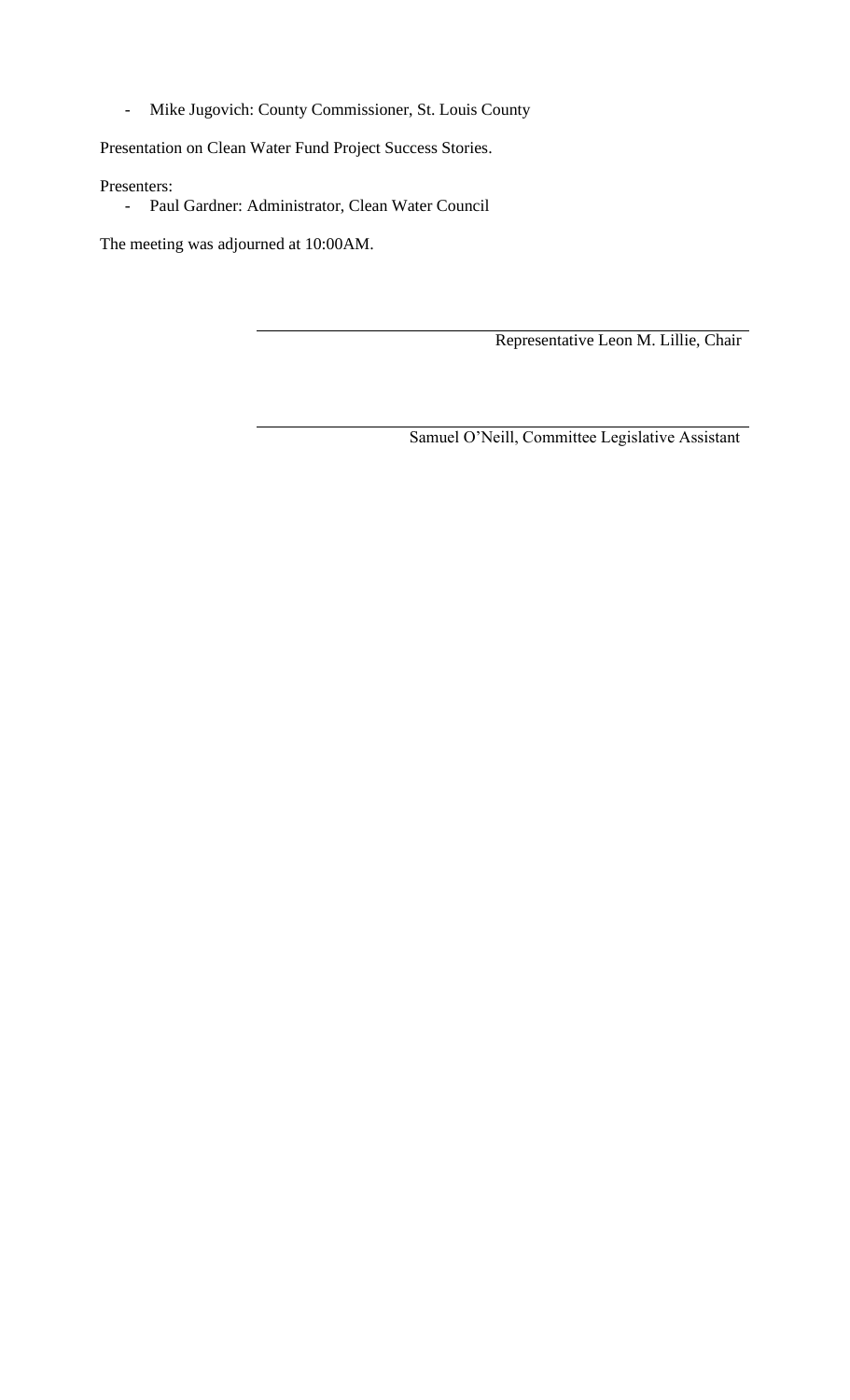- Mike Jugovich: County Commissioner, St. Louis County

Presentation on Clean Water Fund Project Success Stories.

Presenters:

- Paul Gardner: Administrator, Clean Water Council

The meeting was adjourned at 10:00AM.

Representative Leon M. Lillie, Chair

Samuel O'Neill, Committee Legislative Assistant